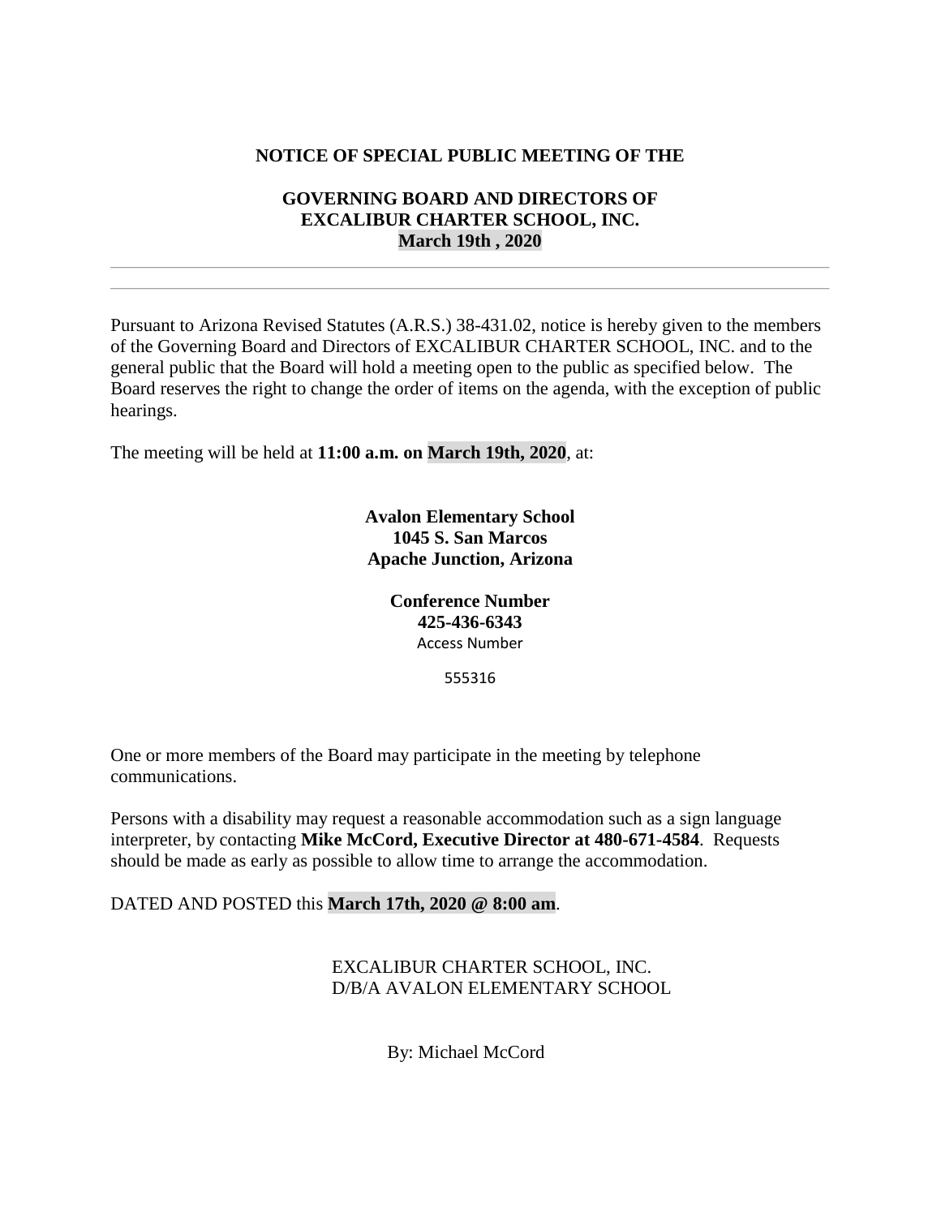**NOTICE OF SPECIAL PUBLIC MEETING OF THE**

**GOVERNING BOARD AND DIRECTORS OF**
**EXCALIBUR CHARTER SCHOOL, INC.**
**March 19th , 2020**

---

---

Pursuant to Arizona Revised Statutes (A.R.S.) 38-431.02, notice is hereby given to the members of the Governing Board and Directors of EXCALIBUR CHARTER SCHOOL, INC. and to the general public that the Board will hold a meeting open to the public as specified below. The Board reserves the right to change the order of items on the agenda, with the exception of public hearings.

The meeting will be held at **11:00 a.m. on March 19th, 2020**, at:

**Avalon Elementary School**
**1045 S. San Marcos**
**Apache Junction, Arizona**

**Conference Number**
**425-436-6343**
Access Number

555316

One or more members of the Board may participate in the meeting by telephone communications.

Persons with a disability may request a reasonable accommodation such as a sign language interpreter, by contacting **Mike McCord, Executive Director at 480-671-4584**. Requests should be made as early as possible to allow time to arrange the accommodation.

DATED AND POSTED this **March 17th, 2020 @ 8:00 am**.

EXCALIBUR CHARTER SCHOOL, INC.
D/B/A AVALON ELEMENTARY SCHOOL

By: Michael McCord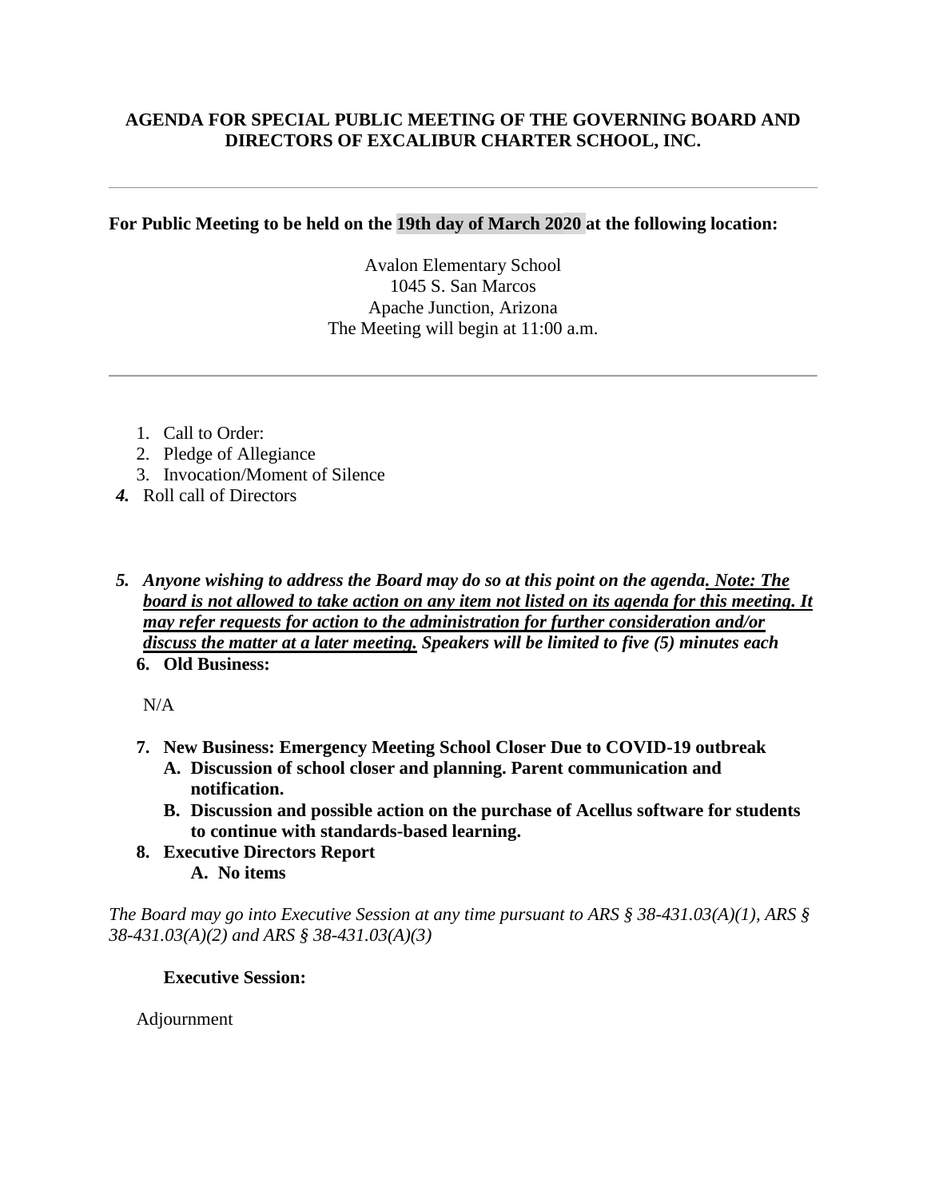**AGENDA FOR SPECIAL PUBLIC MEETING OF THE GOVERNING BOARD AND DIRECTORS OF EXCALIBUR CHARTER SCHOOL, INC.**

---

**For Public Meeting to be held on the 19th day of March 2020 at the following location:**

Avalon Elementary School
1045 S. San Marcos
Apache Junction, Arizona
The Meeting will begin at 11:00 a.m.

---

1. Call to Order:
2. Pledge of Allegiance
3. Invocation/Moment of Silence
4. Roll call of Directors

5. ***Anyone wishing to address the Board may do so at this point on the agenda. <u>Note: The board is not allowed to take action on any item not listed on its agenda for this meeting. It may refer requests for action to the administration for further consideration and/or discuss the matter at a later meeting.</u> Speakers will be limited to five (5) minutes each***
6. **Old Business:**

   N/A

7. **New Business: Emergency Meeting School Closer Due to COVID-19 outbreak**
   - **A. Discussion of school closer and planning. Parent communication and notification.**
   - **B. Discussion and possible action on the purchase of Acellus software for students to continue with standards-based learning.**
8. **Executive Directors Report**
   - **A. No items**

*The Board may go into Executive Session at any time pursuant to ARS § 38-431.03(A)(1), ARS § 38-431.03(A)(2) and ARS § 38-431.03(A)(3)*

**Executive Session:**

Adjournment